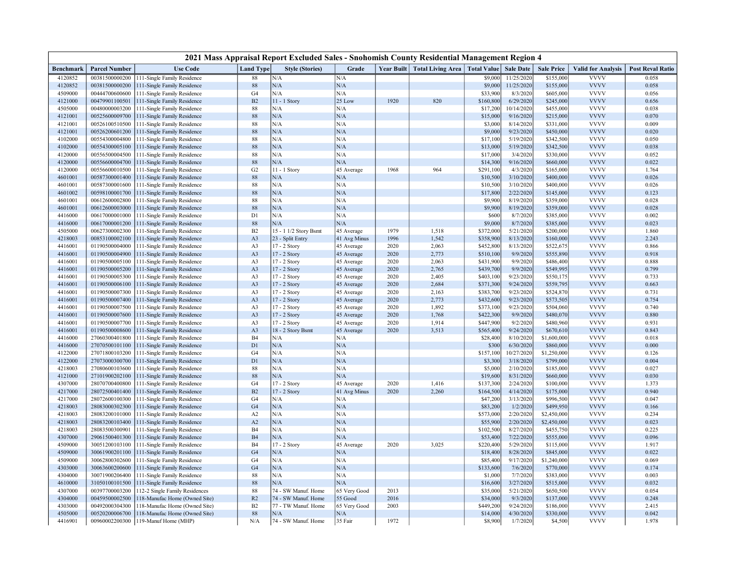# 2021 Mass Appraisal Report Excluded Sales - Snohomish County Residential Management Region 4

| Benchmark | Parcel Number | Use Code | Land Type | Style (Stories) | Grade | Year Built | Total Living Area | Total Value | Sale Date | Sale Price | Valid for Analysis | Post Reval Ratio |
|---|---|---|---|---|---|---|---|---|---|---|---|---|
| 4120852 | 00381500000200 | 111-Single Family Residence | 88 | N/A | N/A | | | $9,000 | 11/25/2020 | $155,000 | VVVV | 0.058 |
| 4120852 | 00381500000200 | 111-Single Family Residence | 88 | N/A | N/A | | | $9,000 | 11/25/2020 | $155,000 | VVVV | 0.058 |
| 4509000 | 00444700600600 | 111-Single Family Residence | G4 | N/A | N/A | | | $33,900 | 8/3/2020 | $605,000 | VVVV | 0.056 |
| 4121000 | 00479901100501 | 111-Single Family Residence | B2 | 11 - 1 Story | 25 Low | 1920 | 820 | $160,800 | 6/29/2020 | $245,000 | VVVV | 0.656 |
| 4505000 | 00480000003200 | 111-Single Family Residence | 88 | N/A | N/A | | | $17,200 | 10/14/2020 | $455,000 | VVVV | 0.038 |
| 4121001 | 00525600009700 | 111-Single Family Residence | 88 | N/A | N/A | | | $15,000 | 9/16/2020 | $215,000 | VVVV | 0.070 |
| 4121001 | 00526100510500 | 111-Single Family Residence | 88 | N/A | N/A | | | $3,000 | 8/14/2020 | $331,000 | VVVV | 0.009 |
| 4121001 | 00526200601200 | 111-Single Family Residence | 88 | N/A | N/A | | | $9,000 | 9/23/2020 | $450,000 | VVVV | 0.020 |
| 4102000 | 00554300004800 | 111-Single Family Residence | 88 | N/A | N/A | | | $17,100 | 5/19/2020 | $342,500 | VVVV | 0.050 |
| 4102000 | 00554300005100 | 111-Single Family Residence | 88 | N/A | N/A | | | $13,000 | 5/19/2020 | $342,500 | VVVV | 0.038 |
| 4120000 | 00556500004500 | 111-Single Family Residence | 88 | N/A | N/A | | | $17,000 | 3/4/2020 | $330,000 | VVVV | 0.052 |
| 4120000 | 00556600004700 | 111-Single Family Residence | 88 | N/A | N/A | | | $14,300 | 9/16/2020 | $660,000 | VVVV | 0.022 |
| 4120000 | 00556600010500 | 111-Single Family Residence | G2 | 11 - 1 Story | 45 Average | 1968 | 964 | $291,100 | 4/3/2020 | $165,000 | VVVV | 1.764 |
| 4601001 | 00587300001400 | 111-Single Family Residence | 88 | N/A | N/A | | | $10,500 | 3/10/2020 | $400,000 | VVVV | 0.026 |
| 4601001 | 00587300001600 | 111-Single Family Residence | 88 | N/A | N/A | | | $10,500 | 3/10/2020 | $400,000 | VVVV | 0.026 |
| 4601002 | 00598100001700 | 111-Single Family Residence | 88 | N/A | N/A | | | $17,800 | 2/22/2020 | $145,000 | VVVV | 0.123 |
| 4601001 | 00612600002800 | 111-Single Family Residence | 88 | N/A | N/A | | | $9,900 | 8/19/2020 | $359,000 | VVVV | 0.028 |
| 4601001 | 00612600003000 | 111-Single Family Residence | 88 | N/A | N/A | | | $9,900 | 8/19/2020 | $359,000 | VVVV | 0.028 |
| 4416000 | 00617000001000 | 111-Single Family Residence | D1 | N/A | N/A | | | $600 | 8/7/2020 | $385,000 | VVVV | 0.002 |
| 4416000 | 00617000001200 | 111-Single Family Residence | 88 | N/A | N/A | | | $9,000 | 8/7/2020 | $385,000 | VVVV | 0.023 |
| 4505000 | 00627300002300 | 111-Single Family Residence | B2 | 15 - 1 1/2 Story Bsmt | 45 Average | 1979 | 1,518 | $372,000 | 5/21/2020 | $200,000 | VVVV | 1.860 |
| 4218003 | 00853100002100 | 111-Single Family Residence | A3 | 23 - Split Entry | 41 Avg Minus | 1996 | 1,542 | $358,900 | 8/13/2020 | $160,000 | VVVV | 2.243 |
| 4416001 | 01190500004000 | 111-Single Family Residence | A3 | 17 - 2 Story | 45 Average | 2020 | 2,063 | $452,800 | 8/13/2020 | $522,675 | VVVV | 0.866 |
| 4416001 | 01190500004900 | 111-Single Family Residence | A3 | 17 - 2 Story | 45 Average | 2020 | 2,773 | $510,100 | 9/9/2020 | $555,890 | VVVV | 0.918 |
| 4416001 | 01190500005100 | 111-Single Family Residence | A3 | 17 - 2 Story | 45 Average | 2020 | 2,063 | $431,900 | 9/9/2020 | $486,400 | VVVV | 0.888 |
| 4416001 | 01190500005200 | 111-Single Family Residence | A3 | 17 - 2 Story | 45 Average | 2020 | 2,765 | $439,700 | 9/9/2020 | $549,995 | VVVV | 0.799 |
| 4416001 | 01190500005300 | 111-Single Family Residence | A3 | 17 - 2 Story | 45 Average | 2020 | 2,405 | $403,100 | 9/23/2020 | $550,175 | VVVV | 0.733 |
| 4416001 | 01190500006100 | 111-Single Family Residence | A3 | 17 - 2 Story | 45 Average | 2020 | 2,684 | $371,300 | 9/24/2020 | $559,795 | VVVV | 0.663 |
| 4416001 | 01190500007300 | 111-Single Family Residence | A3 | 17 - 2 Story | 45 Average | 2020 | 2,163 | $383,700 | 9/23/2020 | $524,870 | VVVV | 0.731 |
| 4416001 | 01190500007400 | 111-Single Family Residence | A3 | 17 - 2 Story | 45 Average | 2020 | 2,773 | $432,600 | 9/23/2020 | $573,505 | VVVV | 0.754 |
| 4416001 | 01190500007500 | 111-Single Family Residence | A3 | 17 - 2 Story | 45 Average | 2020 | 1,892 | $373,100 | 9/23/2020 | $504,060 | VVVV | 0.740 |
| 4416001 | 01190500007600 | 111-Single Family Residence | A3 | 17 - 2 Story | 45 Average | 2020 | 1,768 | $422,300 | 9/9/2020 | $480,070 | VVVV | 0.880 |
| 4416001 | 01190500007700 | 111-Single Family Residence | A3 | 17 - 2 Story | 45 Average | 2020 | 1,914 | $447,900 | 9/2/2020 | $480,960 | VVVV | 0.931 |
| 4416001 | 01190500008600 | 111-Single Family Residence | A3 | 18 - 2 Story Bsmt | 45 Average | 2020 | 3,513 | $565,400 | 9/24/2020 | $670,610 | VVVV | 0.843 |
| 4416000 | 27060300401800 | 111-Single Family Residence | B4 | N/A | N/A | | | $28,400 | 8/10/2020 | $1,600,000 | VVVV | 0.018 |
| 4416000 | 27070500101100 | 111-Single Family Residence | D1 | N/A | N/A | | | $300 | 6/30/2020 | $860,000 | VVVV | 0.000 |
| 4122000 | 27071800103200 | 111-Single Family Residence | G4 | N/A | N/A | | | $157,100 | 10/27/2020 | $1,250,000 | VVVV | 0.126 |
| 4122000 | 27073000300700 | 111-Single Family Residence | D1 | N/A | N/A | | | $3,300 | 3/18/2020 | $799,000 | VVVV | 0.004 |
| 4218003 | 27080600103600 | 111-Single Family Residence | 88 | N/A | N/A | | | $5,000 | 2/10/2020 | $185,000 | VVVV | 0.027 |
| 4121000 | 27101900202100 | 111-Single Family Residence | 88 | N/A | N/A | | | $19,600 | 8/31/2020 | $660,000 | VVVV | 0.030 |
| 4307000 | 28070700400800 | 111-Single Family Residence | G4 | 17 - 2 Story | 45 Average | 2020 | 1,416 | $137,300 | 2/24/2020 | $100,000 | VVVV | 1.373 |
| 4217000 | 28072500401400 | 111-Single Family Residence | B2 | 17 - 2 Story | 41 Avg Minus | 2020 | 2,260 | $164,500 | 4/14/2020 | $175,000 | VVVV | 0.940 |
| 4217000 | 28072600100300 | 111-Single Family Residence | G4 | N/A | N/A | | | $47,200 | 3/13/2020 | $996,500 | VVVV | 0.047 |
| 4218003 | 28083000302300 | 111-Single Family Residence | G4 | N/A | N/A | | | $83,200 | 1/2/2020 | $499,950 | VVVV | 0.166 |
| 4218003 | 28083200101000 | 111-Single Family Residence | A2 | N/A | N/A | | | $573,000 | 2/20/2020 | $2,450,000 | VVVV | 0.234 |
| 4218003 | 28083200103400 | 111-Single Family Residence | A2 | N/A | N/A | | | $55,900 | 2/20/2020 | $2,450,000 | VVVV | 0.023 |
| 4218003 | 28083500300901 | 111-Single Family Residence | B4 | N/A | N/A | | | $102,500 | 8/27/2020 | $455,750 | VVVV | 0.225 |
| 4307000 | 29061500401300 | 111-Single Family Residence | B4 | N/A | N/A | | | $53,400 | 7/22/2020 | $555,000 | VVVV | 0.096 |
| 4509000 | 30051200103100 | 111-Single Family Residence | B4 | 17 - 2 Story | 45 Average | 2020 | 3,025 | $220,400 | 5/29/2020 | $115,000 | VVVV | 1.917 |
| 4509000 | 30061900201100 | 111-Single Family Residence | G4 | N/A | N/A | | | $18,400 | 8/28/2020 | $845,000 | VVVV | 0.022 |
| 4509000 | 30062800302600 | 111-Single Family Residence | G4 | N/A | N/A | | | $85,400 | 9/17/2020 | $1,240,000 | VVVV | 0.069 |
| 4303000 | 30063600200600 | 111-Single Family Residence | G4 | N/A | N/A | | | $133,600 | 7/6/2020 | $770,000 | VVVV | 0.174 |
| 4304000 | 30071900206400 | 111-Single Family Residence | 88 | N/A | N/A | | | $1,000 | 7/7/2020 | $383,000 | VVVV | 0.003 |
| 4610000 | 31050100101500 | 111-Single Family Residence | 88 | N/A | N/A | | | $16,600 | 3/27/2020 | $515,000 | VVVV | 0.032 |
| 4307000 | 00397700003200 | 112-2 Single Family Residences | 88 | 74 - SW Manuf. Home | 65 Very Good | 2013 | | $35,000 | 5/21/2020 | $650,500 | VVVV | 0.054 |
| 4304000 | 00459500002500 | 118-Manufac Home (Owned Site) | R2 | 74 - SW Manuf. Home | 55 Good | 2016 | | $34,000 | 9/3/2020 | $137,000 | VVVV | 0.248 |
| 4303000 | 00492000304300 | 118-Manufac Home (Owned Site) | B2 | 77 - TW Manuf. Home | 65 Very Good | 2003 | | $449,200 | 9/24/2020 | $186,000 | VVVV | 2.415 |
| 4505000 | 00520200006700 | 118-Manufac Home (Owned Site) | 88 | N/A | N/A | | | $14,000 | 4/30/2020 | $330,000 | VVVV | 0.042 |
| 4416901 | 00960002200300 | 119-Manuf Home (MHP) | N/A | 74 - SW Manuf. Home | 35 Fair | 1972 | | $8,900 | 1/7/2020 | $4,500 | VVVV | 1.978 |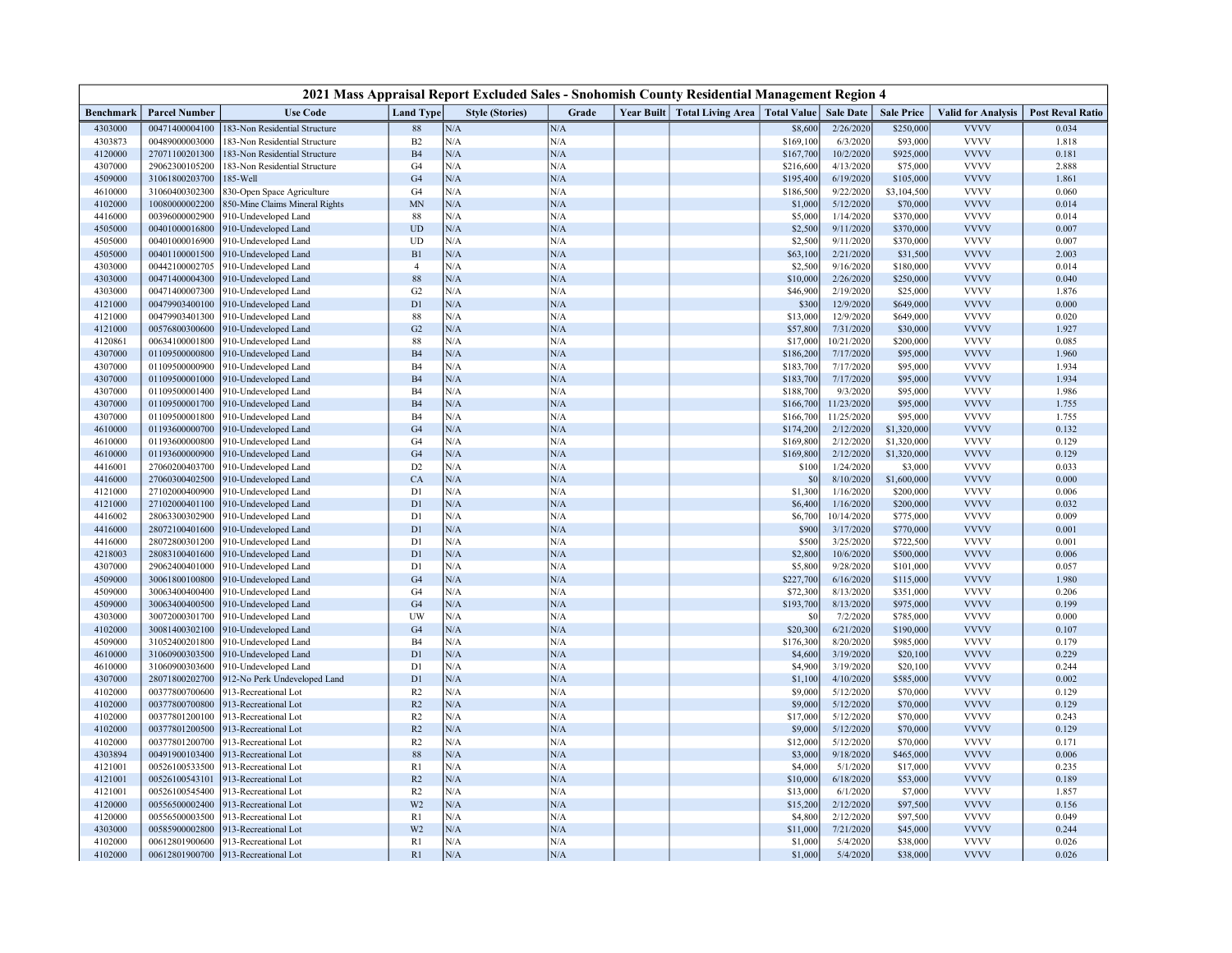| 2021 Mass Appraisal Report Excluded Sales - Snohomish County Residential Management Region 4 | | | | | | | | | | | | | |
|---|---|---|---|---|---|---|---|---|---|---|---|---|---|
| Benchmark | Parcel Number | Use Code | Land Type | Style (Stories) | Grade | Year Built | Total Living Area | Total Value | Sale Date | Sale Price | Valid for Analysis | Post Reval Ratio |
| 4303000 | 00471400004100 | 183-Non Residential Structure | 88 | N/A | N/A | | | $8,600 | 2/26/2020 | $250,000 | VVVV | 0.034 |
| 4303873 | 00489000003000 | 183-Non Residential Structure | B2 | N/A | N/A | | | $169,100 | 6/3/2020 | $93,000 | VVVV | 1.818 |
| 4120000 | 27071100201300 | 183-Non Residential Structure | B4 | N/A | N/A | | | $167,700 | 10/2/2020 | $925,000 | VVVV | 0.181 |
| 4307000 | 29062300105200 | 183-Non Residential Structure | G4 | N/A | N/A | | | $216,600 | 4/13/2020 | $75,000 | VVVV | 2.888 |
| 4509000 | 31061800203700 | 185-Well | G4 | N/A | N/A | | | $195,400 | 6/19/2020 | $105,000 | VVVV | 1.861 |
| 4610000 | 31060400302300 | 830-Open Space Agriculture | G4 | N/A | N/A | | | $186,500 | 9/22/2020 | $3,104,500 | VVVV | 0.060 |
| 4102000 | 10080000002200 | 850-Mine Claims Mineral Rights | MN | N/A | N/A | | | $1,000 | 5/12/2020 | $70,000 | VVVV | 0.014 |
| 4416000 | 00396000002900 | 910-Undeveloped Land | 88 | N/A | N/A | | | $5,000 | 1/14/2020 | $370,000 | VVVV | 0.014 |
| 4505000 | 00401000016800 | 910-Undeveloped Land | UD | N/A | N/A | | | $2,500 | 9/11/2020 | $370,000 | VVVV | 0.007 |
| 4505000 | 00401000016900 | 910-Undeveloped Land | UD | N/A | N/A | | | $2,500 | 9/11/2020 | $370,000 | VVVV | 0.007 |
| 4505000 | 00401100001500 | 910-Undeveloped Land | B1 | N/A | N/A | | | $63,100 | 2/21/2020 | $31,500 | VVVV | 2.003 |
| 4303000 | 00442100002705 | 910-Undeveloped Land | 4 | N/A | N/A | | | $2,500 | 9/16/2020 | $180,000 | VVVV | 0.014 |
| 4303000 | 00471400004300 | 910-Undeveloped Land | 88 | N/A | N/A | | | $10,000 | 2/26/2020 | $250,000 | VVVV | 0.040 |
| 4303000 | 00471400007300 | 910-Undeveloped Land | G2 | N/A | N/A | | | $46,900 | 2/19/2020 | $25,000 | VVVV | 1.876 |
| 4121000 | 00479903400100 | 910-Undeveloped Land | D1 | N/A | N/A | | | $300 | 12/9/2020 | $649,000 | VVVV | 0.000 |
| 4121000 | 00479903401300 | 910-Undeveloped Land | 88 | N/A | N/A | | | $13,000 | 12/9/2020 | $649,000 | VVVV | 0.020 |
| 4121000 | 00576800300600 | 910-Undeveloped Land | G2 | N/A | N/A | | | $57,800 | 7/31/2020 | $30,000 | VVVV | 1.927 |
| 4120861 | 00634100001800 | 910-Undeveloped Land | 88 | N/A | N/A | | | $17,000 | 10/21/2020 | $200,000 | VVVV | 0.085 |
| 4307000 | 01109500000800 | 910-Undeveloped Land | B4 | N/A | N/A | | | $186,200 | 7/17/2020 | $95,000 | VVVV | 1.960 |
| 4307000 | 01109500000900 | 910-Undeveloped Land | B4 | N/A | N/A | | | $183,700 | 7/17/2020 | $95,000 | VVVV | 1.934 |
| 4307000 | 01109500001000 | 910-Undeveloped Land | B4 | N/A | N/A | | | $183,700 | 7/17/2020 | $95,000 | VVVV | 1.934 |
| 4307000 | 01109500001400 | 910-Undeveloped Land | B4 | N/A | N/A | | | $188,700 | 9/3/2020 | $95,000 | VVVV | 1.986 |
| 4307000 | 01109500001700 | 910-Undeveloped Land | B4 | N/A | N/A | | | $166,700 | 11/23/2020 | $95,000 | VVVV | 1.755 |
| 4307000 | 01109500001800 | 910-Undeveloped Land | B4 | N/A | N/A | | | $166,700 | 11/25/2020 | $95,000 | VVVV | 1.755 |
| 4610000 | 01193600000700 | 910-Undeveloped Land | G4 | N/A | N/A | | | $174,200 | 2/12/2020 | $1,320,000 | VVVV | 0.132 |
| 4610000 | 01193600000800 | 910-Undeveloped Land | G4 | N/A | N/A | | | $169,800 | 2/12/2020 | $1,320,000 | VVVV | 0.129 |
| 4610000 | 01193600000900 | 910-Undeveloped Land | G4 | N/A | N/A | | | $169,800 | 2/12/2020 | $1,320,000 | VVVV | 0.129 |
| 4416001 | 27060200403700 | 910-Undeveloped Land | D2 | N/A | N/A | | | $100 | 1/24/2020 | $3,000 | VVVV | 0.033 |
| 4416000 | 27060300402500 | 910-Undeveloped Land | CA | N/A | N/A | | | $0 | 8/10/2020 | $1,600,000 | VVVV | 0.000 |
| 4121000 | 27102000400900 | 910-Undeveloped Land | D1 | N/A | N/A | | | $1,300 | 1/16/2020 | $200,000 | VVVV | 0.006 |
| 4121000 | 27102000401100 | 910-Undeveloped Land | D1 | N/A | N/A | | | $6,400 | 1/16/2020 | $200,000 | VVVV | 0.032 |
| 4416002 | 28063300302900 | 910-Undeveloped Land | D1 | N/A | N/A | | | $6,700 | 10/14/2020 | $775,000 | VVVV | 0.009 |
| 4416000 | 28072100401600 | 910-Undeveloped Land | D1 | N/A | N/A | | | $900 | 3/17/2020 | $770,000 | VVVV | 0.001 |
| 4416000 | 28072800301200 | 910-Undeveloped Land | D1 | N/A | N/A | | | $500 | 3/25/2020 | $722,500 | VVVV | 0.001 |
| 4218003 | 28083100401600 | 910-Undeveloped Land | D1 | N/A | N/A | | | $2,800 | 10/6/2020 | $500,000 | VVVV | 0.006 |
| 4307000 | 29062400401000 | 910-Undeveloped Land | D1 | N/A | N/A | | | $5,800 | 9/28/2020 | $101,000 | VVVV | 0.057 |
| 4509000 | 30061800100800 | 910-Undeveloped Land | G4 | N/A | N/A | | | $227,700 | 6/16/2020 | $115,000 | VVVV | 1.980 |
| 4509000 | 30063400400400 | 910-Undeveloped Land | G4 | N/A | N/A | | | $72,300 | 8/13/2020 | $351,000 | VVVV | 0.206 |
| 4509000 | 30063400400500 | 910-Undeveloped Land | G4 | N/A | N/A | | | $193,700 | 8/13/2020 | $975,000 | VVVV | 0.199 |
| 4303000 | 30072000301700 | 910-Undeveloped Land | UW | N/A | N/A | | | $0 | 7/2/2020 | $785,000 | VVVV | 0.000 |
| 4102000 | 30081400302100 | 910-Undeveloped Land | G4 | N/A | N/A | | | $20,300 | 6/21/2020 | $190,000 | VVVV | 0.107 |
| 4509000 | 31052400201800 | 910-Undeveloped Land | B4 | N/A | N/A | | | $176,300 | 8/20/2020 | $985,000 | VVVV | 0.179 |
| 4610000 | 31060900303500 | 910-Undeveloped Land | D1 | N/A | N/A | | | $4,600 | 3/19/2020 | $20,100 | VVVV | 0.229 |
| 4610000 | 31060900303600 | 910-Undeveloped Land | D1 | N/A | N/A | | | $4,900 | 3/19/2020 | $20,100 | VVVV | 0.244 |
| 4307000 | 28071800202700 | 912-No Perk Undeveloped Land | D1 | N/A | N/A | | | $1,100 | 4/10/2020 | $585,000 | VVVV | 0.002 |
| 4102000 | 00377800700600 | 913-Recreational Lot | R2 | N/A | N/A | | | $9,000 | 5/12/2020 | $70,000 | VVVV | 0.129 |
| 4102000 | 00377800700800 | 913-Recreational Lot | R2 | N/A | N/A | | | $9,000 | 5/12/2020 | $70,000 | VVVV | 0.129 |
| 4102000 | 00377801200100 | 913-Recreational Lot | R2 | N/A | N/A | | | $17,000 | 5/12/2020 | $70,000 | VVVV | 0.243 |
| 4102000 | 00377801200500 | 913-Recreational Lot | R2 | N/A | N/A | | | $9,000 | 5/12/2020 | $70,000 | VVVV | 0.129 |
| 4102000 | 00377801200700 | 913-Recreational Lot | R2 | N/A | N/A | | | $12,000 | 5/12/2020 | $70,000 | VVVV | 0.171 |
| 4303894 | 00491900103400 | 913-Recreational Lot | 88 | N/A | N/A | | | $3,000 | 9/18/2020 | $465,000 | VVVV | 0.006 |
| 4121001 | 00526100533500 | 913-Recreational Lot | R1 | N/A | N/A | | | $4,000 | 5/1/2020 | $17,000 | VVVV | 0.235 |
| 4121001 | 00526100543101 | 913-Recreational Lot | R2 | N/A | N/A | | | $10,000 | 6/18/2020 | $53,000 | VVVV | 0.189 |
| 4121001 | 00526100545400 | 913-Recreational Lot | R2 | N/A | N/A | | | $13,000 | 6/1/2020 | $7,000 | VVVV | 1.857 |
| 4120000 | 00556500002400 | 913-Recreational Lot | W2 | N/A | N/A | | | $15,200 | 2/12/2020 | $97,500 | VVVV | 0.156 |
| 4120000 | 00556500003500 | 913-Recreational Lot | R1 | N/A | N/A | | | $4,800 | 2/12/2020 | $97,500 | VVVV | 0.049 |
| 4303000 | 00585900002800 | 913-Recreational Lot | W2 | N/A | N/A | | | $11,000 | 7/21/2020 | $45,000 | VVVV | 0.244 |
| 4102000 | 00612801900600 | 913-Recreational Lot | R1 | N/A | N/A | | | $1,000 | 5/4/2020 | $38,000 | VVVV | 0.026 |
| 4102000 | 00612801900700 | 913-Recreational Lot | R1 | N/A | N/A | | | $1,000 | 5/4/2020 | $38,000 | VVVV | 0.026 |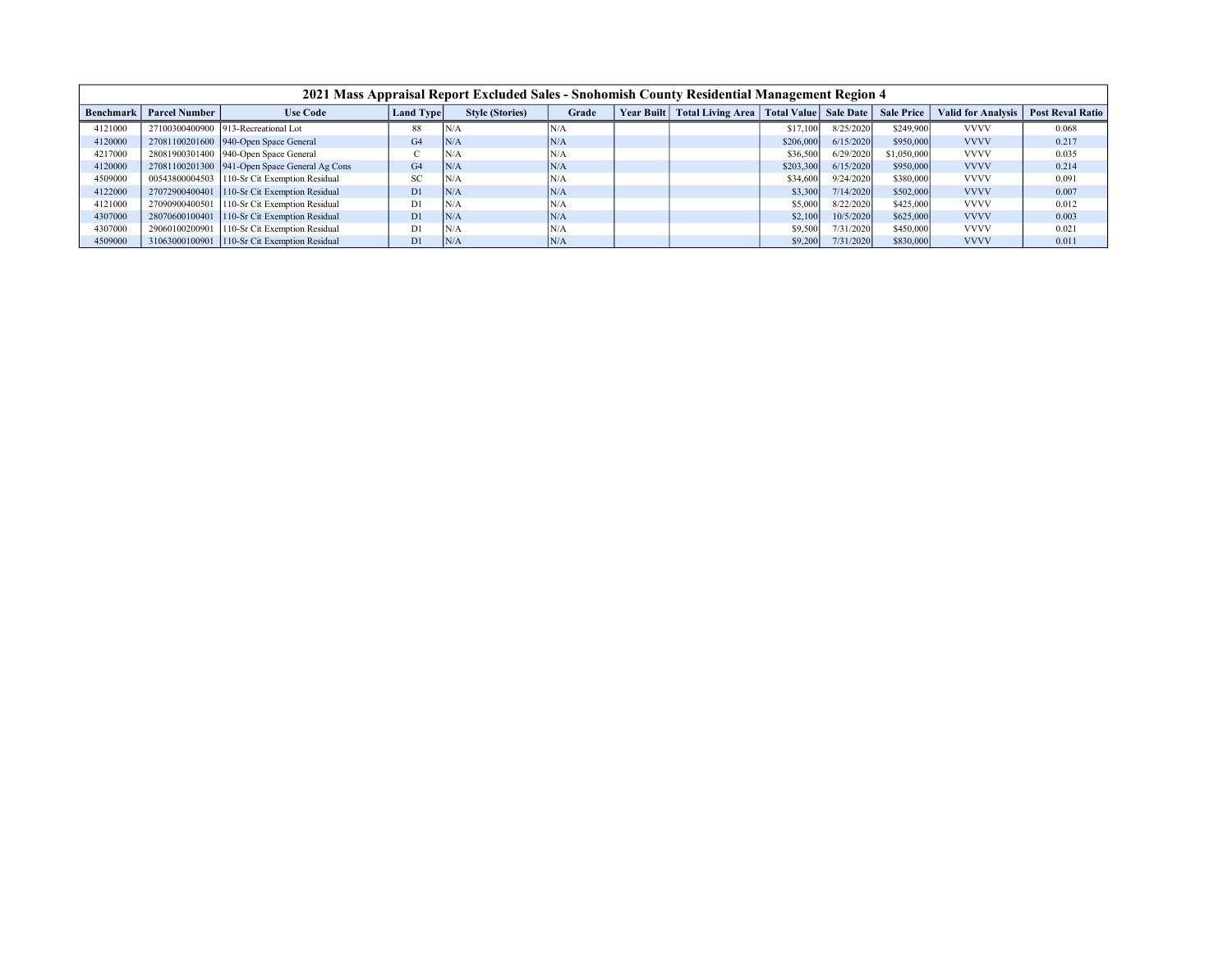| 2021 Mass Appraisal Report Excluded Sales - Snohomish County Residential Management Region 4 | | | | | | | | | | | | | |
|---|---|---|---|---|---|---|---|---|---|---|---|---|---|
| Benchmark | Parcel Number | Use Code | Land Type | Style (Stories) | Grade | Year Built | Total Living Area | Total Value | Sale Date | Sale Price | Valid for Analysis | Post Reval Ratio |
| 4121000 | 27100300400900 | 913-Recreational Lot | 88 | N/A | N/A | | | $17,100 | 8/25/2020 | $249,900 | VVVV | 0.068 |
| 4120000 | 27081100201600 | 940-Open Space General | G4 | N/A | N/A | | | $206,000 | 6/15/2020 | $950,000 | VVVV | 0.217 |
| 4217000 | 28081900301400 | 940-Open Space General | C | N/A | N/A | | | $36,500 | 6/29/2020 | $1,050,000 | VVVV | 0.035 |
| 4120000 | 27081100201300 | 941-Open Space General Ag Cons | G4 | N/A | N/A | | | $203,300 | 6/15/2020 | $950,000 | VVVV | 0.214 |
| 4509000 | 00543800004503 | 110-Sr Cit Exemption Residual | SC | N/A | N/A | | | $34,600 | 9/24/2020 | $380,000 | VVVV | 0.091 |
| 4122000 | 27072900400401 | 110-Sr Cit Exemption Residual | D1 | N/A | N/A | | | $3,300 | 7/14/2020 | $502,000 | VVVV | 0.007 |
| 4121000 | 27090900400501 | 110-Sr Cit Exemption Residual | D1 | N/A | N/A | | | $5,000 | 8/22/2020 | $425,000 | VVVV | 0.012 |
| 4307000 | 28070600100401 | 110-Sr Cit Exemption Residual | D1 | N/A | N/A | | | $2,100 | 10/5/2020 | $625,000 | VVVV | 0.003 |
| 4307000 | 29060100200901 | 110-Sr Cit Exemption Residual | D1 | N/A | N/A | | | $9,500 | 7/31/2020 | $450,000 | VVVV | 0.021 |
| 4509000 | 31063000100901 | 110-Sr Cit Exemption Residual | D1 | N/A | N/A | | | $9,200 | 7/31/2020 | $830,000 | VVVV | 0.011 |